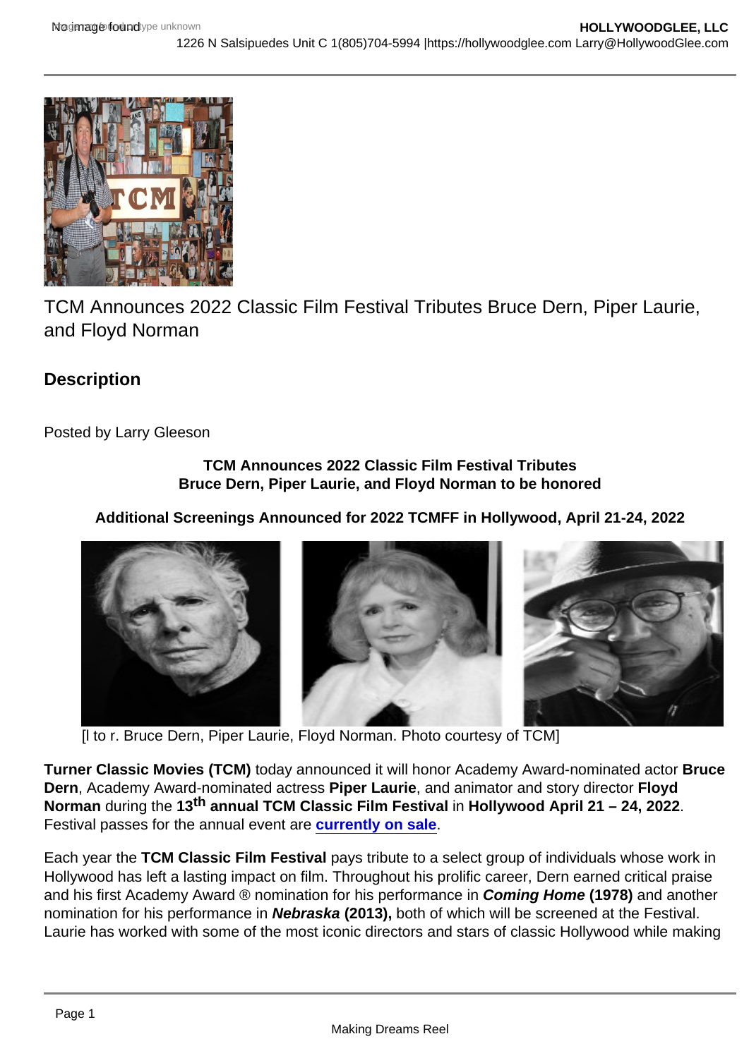TCM Announces 2022 Classic Film Festival Tributes Bruce Dern, Piper Laurie, and Floyd Norman

## Description

Posted by Larry Gleeson

**TCM Announces 2022 Classic Film Festival Tributes**
**Bruce Dern, Piper Laurie, and Floyd Norman to be honored**

**Additional Screenings Announced for 2022 TCMFF in Hollywood, April 21-24, 2022**

[l to r. Bruce Dern, Piper Laurie, Floyd Norman. Photo courtesy of TCM]

**Turner Classic Movies (TCM)** today announced it will honor Academy Award-nominated actor **Bruce Dern**, Academy Award-nominated actress **Piper Laurie**, and animator and story director **Floyd Norman** during the **13th annual TCM Classic Film Festival** in **Hollywood April 21 – 24, 2022**. Festival passes for the annual event are currently on sale.

Each year the **TCM Classic Film Festival** pays tribute to a select group of individuals whose work in Hollywood has left a lasting impact on film. Throughout his prolific career, Dern earned critical praise and his first Academy Award ® nomination for his performance in ***Coming Home* (1978)** and another nomination for his performance in ***Nebraska* (2013),** both of which will be screened at the Festival. Laurie has worked with some of the most iconic directors and stars of classic Hollywood while making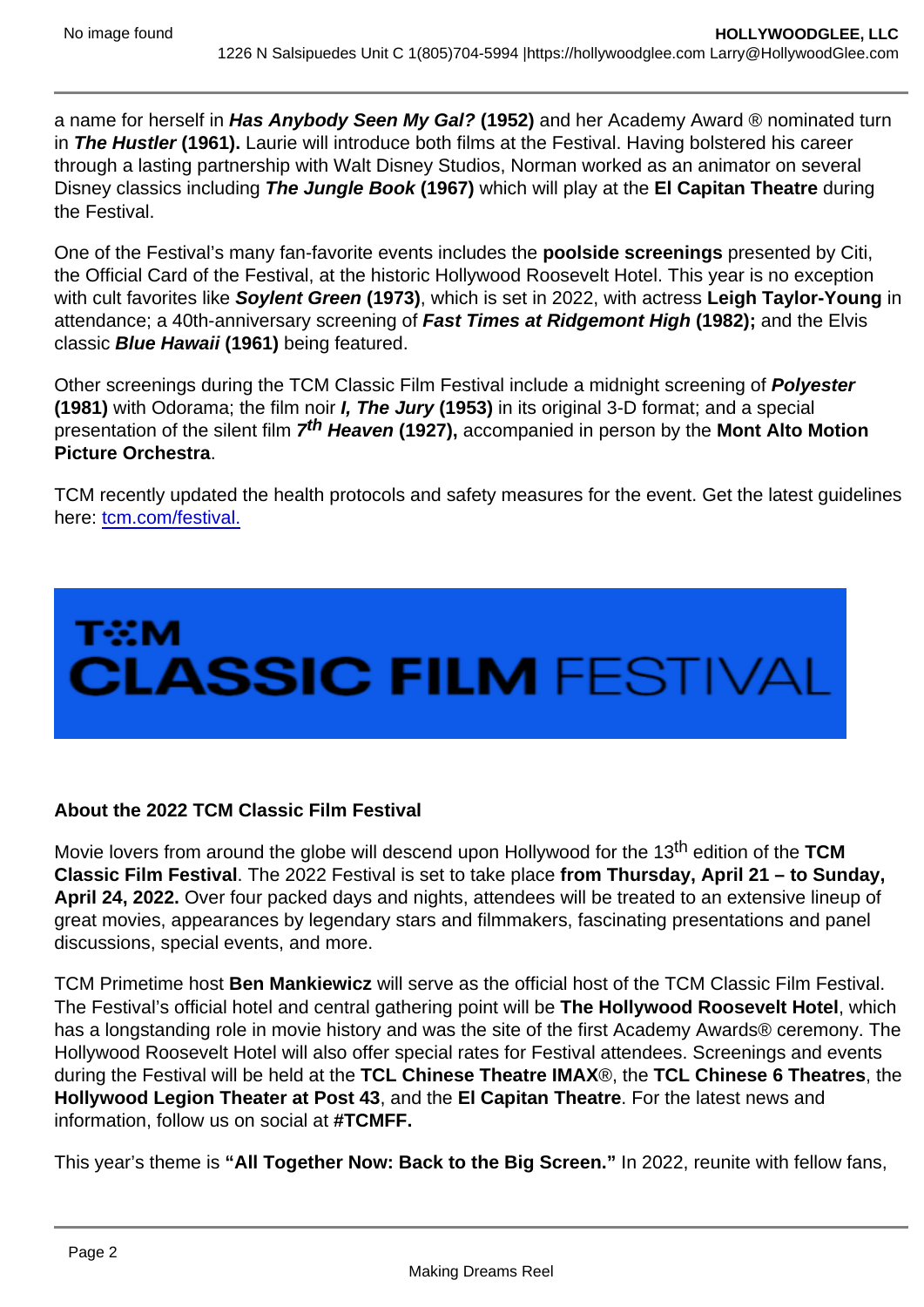a name for herself in ***Has Anybody Seen My Gal?*** **(1952)** and her Academy Award ® nominated turn in ***The Hustler*** **(1961).** Laurie will introduce both films at the Festival. Having bolstered his career through a lasting partnership with Walt Disney Studios, Norman worked as an animator on several Disney classics including ***The Jungle Book*** **(1967)** which will play at the **El Capitan Theatre** during the Festival.

One of the Festival's many fan-favorite events includes the **poolside screenings** presented by Citi, the Official Card of the Festival, at the historic Hollywood Roosevelt Hotel. This year is no exception with cult favorites like ***Soylent Green*** **(1973)**, which is set in 2022, with actress **Leigh Taylor-Young** in attendance; a 40th-anniversary screening of ***Fast Times at Ridgemont High*** **(1982);** and the Elvis classic ***Blue Hawaii*** **(1961)** being featured.

Other screenings during the TCM Classic Film Festival include a midnight screening of ***Polyester*** **(1981)** with Odorama; the film noir ***I, The Jury*** **(1953)** in its original 3-D format; and a special presentation of the silent film ***7th Heaven*** **(1927),** accompanied in person by the **Mont Alto Motion Picture Orchestra**.

TCM recently updated the health protocols and safety measures for the event. Get the latest guidelines here: tcm.com/festival.

TCM CLASSIC FILM FESTIVAL

**About the 2022 TCM Classic Film Festival**

Movie lovers from around the globe will descend upon Hollywood for the 13th edition of the **TCM Classic Film Festival**. The 2022 Festival is set to take place **from Thursday, April 21 – to Sunday, April 24, 2022.** Over four packed days and nights, attendees will be treated to an extensive lineup of great movies, appearances by legendary stars and filmmakers, fascinating presentations and panel discussions, special events, and more.

TCM Primetime host **Ben Mankiewicz** will serve as the official host of the TCM Classic Film Festival. The Festival's official hotel and central gathering point will be **The Hollywood Roosevelt Hotel**, which has a longstanding role in movie history and was the site of the first Academy Awards® ceremony. The Hollywood Roosevelt Hotel will also offer special rates for Festival attendees. Screenings and events during the Festival will be held at the **TCL Chinese Theatre IMAX**®, the **TCL Chinese 6 Theatres**, the **Hollywood Legion Theater at Post 43**, and the **El Capitan Theatre**. For the latest news and information, follow us on social at **#TCMFF.**

This year's theme is **"All Together Now: Back to the Big Screen."** In 2022, reunite with fellow fans,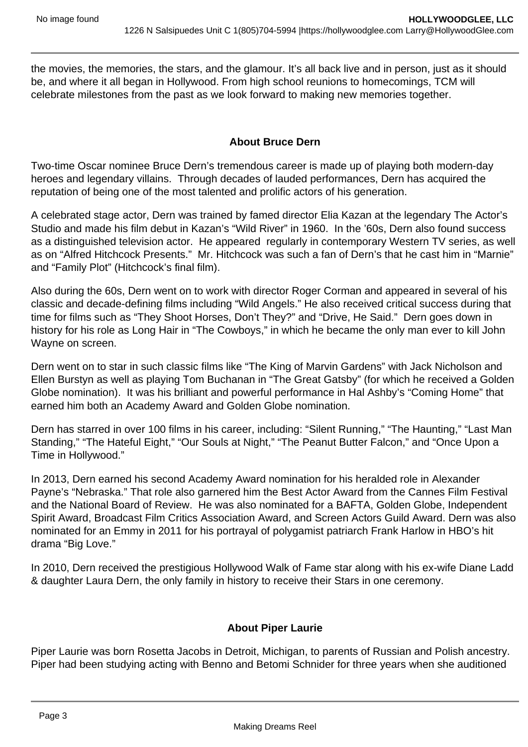the movies, the memories, the stars, and the glamour. It's all back live and in person, just as it should be, and where it all began in Hollywood. From high school reunions to homecomings, TCM will celebrate milestones from the past as we look forward to making new memories together.

**About Bruce Dern**

Two-time Oscar nominee Bruce Dern's tremendous career is made up of playing both modern-day heroes and legendary villains. Through decades of lauded performances, Dern has acquired the reputation of being one of the most talented and prolific actors of his generation.

A celebrated stage actor, Dern was trained by famed director Elia Kazan at the legendary The Actor's Studio and made his film debut in Kazan's "Wild River" in 1960. In the '60s, Dern also found success as a distinguished television actor. He appeared regularly in contemporary Western TV series, as well as on "Alfred Hitchcock Presents." Mr. Hitchcock was such a fan of Dern's that he cast him in "Marnie" and "Family Plot" (Hitchcock's final film).

Also during the 60s, Dern went on to work with director Roger Corman and appeared in several of his classic and decade-defining films including "Wild Angels." He also received critical success during that time for films such as "They Shoot Horses, Don't They?" and "Drive, He Said." Dern goes down in history for his role as Long Hair in "The Cowboys," in which he became the only man ever to kill John Wayne on screen.

Dern went on to star in such classic films like "The King of Marvin Gardens" with Jack Nicholson and Ellen Burstyn as well as playing Tom Buchanan in "The Great Gatsby" (for which he received a Golden Globe nomination). It was his brilliant and powerful performance in Hal Ashby's "Coming Home" that earned him both an Academy Award and Golden Globe nomination.

Dern has starred in over 100 films in his career, including: "Silent Running," "The Haunting," "Last Man Standing," "The Hateful Eight," "Our Souls at Night," "The Peanut Butter Falcon," and "Once Upon a Time in Hollywood."

In 2013, Dern earned his second Academy Award nomination for his heralded role in Alexander Payne's "Nebraska." That role also garnered him the Best Actor Award from the Cannes Film Festival and the National Board of Review. He was also nominated for a BAFTA, Golden Globe, Independent Spirit Award, Broadcast Film Critics Association Award, and Screen Actors Guild Award. Dern was also nominated for an Emmy in 2011 for his portrayal of polygamist patriarch Frank Harlow in HBO's hit drama "Big Love."

In 2010, Dern received the prestigious Hollywood Walk of Fame star along with his ex-wife Diane Ladd & daughter Laura Dern, the only family in history to receive their Stars in one ceremony.

**About Piper Laurie**

Piper Laurie was born Rosetta Jacobs in Detroit, Michigan, to parents of Russian and Polish ancestry. Piper had been studying acting with Benno and Betomi Schnider for three years when she auditioned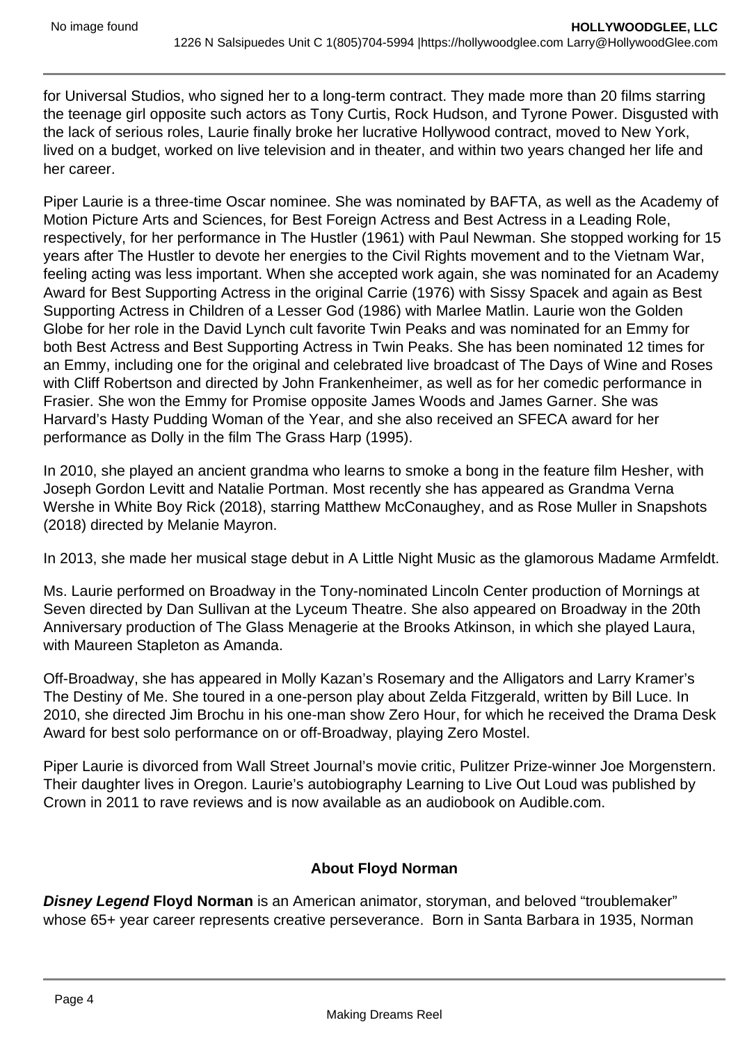for Universal Studios, who signed her to a long-term contract. They made more than 20 films starring the teenage girl opposite such actors as Tony Curtis, Rock Hudson, and Tyrone Power. Disgusted with the lack of serious roles, Laurie finally broke her lucrative Hollywood contract, moved to New York, lived on a budget, worked on live television and in theater, and within two years changed her life and her career.

Piper Laurie is a three-time Oscar nominee. She was nominated by BAFTA, as well as the Academy of Motion Picture Arts and Sciences, for Best Foreign Actress and Best Actress in a Leading Role, respectively, for her performance in The Hustler (1961) with Paul Newman. She stopped working for 15 years after The Hustler to devote her energies to the Civil Rights movement and to the Vietnam War, feeling acting was less important. When she accepted work again, she was nominated for an Academy Award for Best Supporting Actress in the original Carrie (1976) with Sissy Spacek and again as Best Supporting Actress in Children of a Lesser God (1986) with Marlee Matlin. Laurie won the Golden Globe for her role in the David Lynch cult favorite Twin Peaks and was nominated for an Emmy for both Best Actress and Best Supporting Actress in Twin Peaks. She has been nominated 12 times for an Emmy, including one for the original and celebrated live broadcast of The Days of Wine and Roses with Cliff Robertson and directed by John Frankenheimer, as well as for her comedic performance in Frasier. She won the Emmy for Promise opposite James Woods and James Garner. She was Harvard's Hasty Pudding Woman of the Year, and she also received an SFECA award for her performance as Dolly in the film The Grass Harp (1995).

In 2010, she played an ancient grandma who learns to smoke a bong in the feature film Hesher, with Joseph Gordon Levitt and Natalie Portman. Most recently she has appeared as Grandma Verna Wershe in White Boy Rick (2018), starring Matthew McConaughey, and as Rose Muller in Snapshots (2018) directed by Melanie Mayron.

In 2013, she made her musical stage debut in A Little Night Music as the glamorous Madame Armfeldt.

Ms. Laurie performed on Broadway in the Tony-nominated Lincoln Center production of Mornings at Seven directed by Dan Sullivan at the Lyceum Theatre. She also appeared on Broadway in the 20th Anniversary production of The Glass Menagerie at the Brooks Atkinson, in which she played Laura, with Maureen Stapleton as Amanda.

Off-Broadway, she has appeared in Molly Kazan's Rosemary and the Alligators and Larry Kramer's The Destiny of Me. She toured in a one-person play about Zelda Fitzgerald, written by Bill Luce. In 2010, she directed Jim Brochu in his one-man show Zero Hour, for which he received the Drama Desk Award for best solo performance on or off-Broadway, playing Zero Mostel.

Piper Laurie is divorced from Wall Street Journal's movie critic, Pulitzer Prize-winner Joe Morgenstern. Their daughter lives in Oregon. Laurie's autobiography Learning to Live Out Loud was published by Crown in 2011 to rave reviews and is now available as an audiobook on Audible.com.

**About Floyd Norman**

***Disney Legend*** **Floyd Norman** is an American animator, storyman, and beloved "troublemaker" whose 65+ year career represents creative perseverance. Born in Santa Barbara in 1935, Norman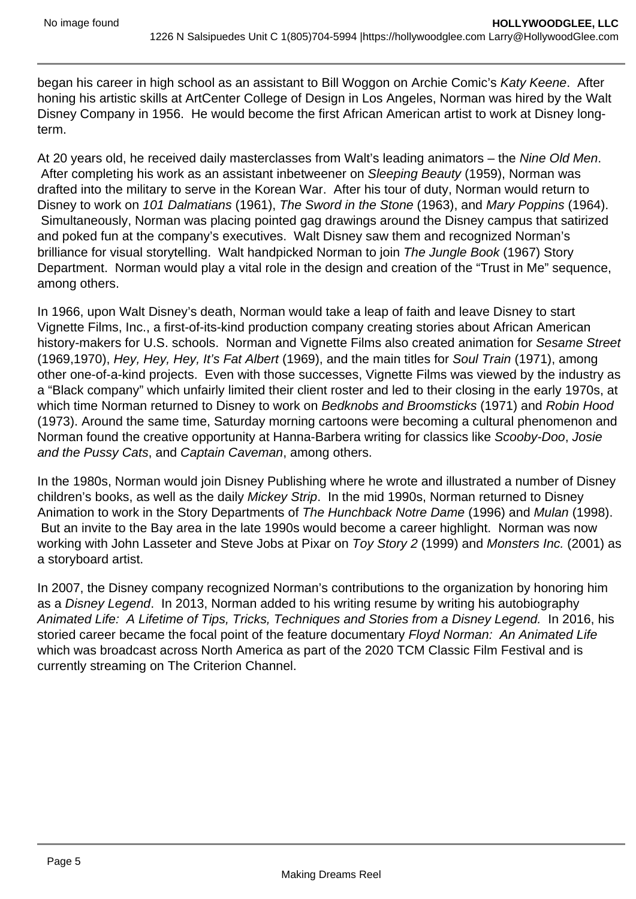began his career in high school as an assistant to Bill Woggon on Archie Comic's *Katy Keene*. After honing his artistic skills at ArtCenter College of Design in Los Angeles, Norman was hired by the Walt Disney Company in 1956. He would become the first African American artist to work at Disney long-term.

At 20 years old, he received daily masterclasses from Walt's leading animators – the *Nine Old Men*. After completing his work as an assistant inbetweener on *Sleeping Beauty* (1959), Norman was drafted into the military to serve in the Korean War. After his tour of duty, Norman would return to Disney to work on *101 Dalmatians* (1961), *The Sword in the Stone* (1963), and *Mary Poppins* (1964). Simultaneously, Norman was placing pointed gag drawings around the Disney campus that satirized and poked fun at the company's executives. Walt Disney saw them and recognized Norman's brilliance for visual storytelling. Walt handpicked Norman to join *The Jungle Book* (1967) Story Department. Norman would play a vital role in the design and creation of the "Trust in Me" sequence, among others.

In 1966, upon Walt Disney's death, Norman would take a leap of faith and leave Disney to start Vignette Films, Inc., a first-of-its-kind production company creating stories about African American history-makers for U.S. schools. Norman and Vignette Films also created animation for *Sesame Street* (1969,1970), *Hey, Hey, Hey, It's Fat Albert* (1969), and the main titles for *Soul Train* (1971), among other one-of-a-kind projects. Even with those successes, Vignette Films was viewed by the industry as a "Black company" which unfairly limited their client roster and led to their closing in the early 1970s, at which time Norman returned to Disney to work on *Bedknobs and Broomsticks* (1971) and *Robin Hood* (1973). Around the same time, Saturday morning cartoons were becoming a cultural phenomenon and Norman found the creative opportunity at Hanna-Barbera writing for classics like *Scooby-Doo*, *Josie and the Pussy Cats*, and *Captain Caveman*, among others.

In the 1980s, Norman would join Disney Publishing where he wrote and illustrated a number of Disney children's books, as well as the daily *Mickey Strip*. In the mid 1990s, Norman returned to Disney Animation to work in the Story Departments of *The Hunchback Notre Dame* (1996) and *Mulan* (1998). But an invite to the Bay area in the late 1990s would become a career highlight. Norman was now working with John Lasseter and Steve Jobs at Pixar on *Toy Story 2* (1999) and *Monsters Inc.* (2001) as a storyboard artist.

In 2007, the Disney company recognized Norman's contributions to the organization by honoring him as a *Disney Legend*. In 2013, Norman added to his writing resume by writing his autobiography *Animated Life: A Lifetime of Tips, Tricks, Techniques and Stories from a Disney Legend.* In 2016, his storied career became the focal point of the feature documentary *Floyd Norman: An Animated Life* which was broadcast across North America as part of the 2020 TCM Classic Film Festival and is currently streaming on The Criterion Channel.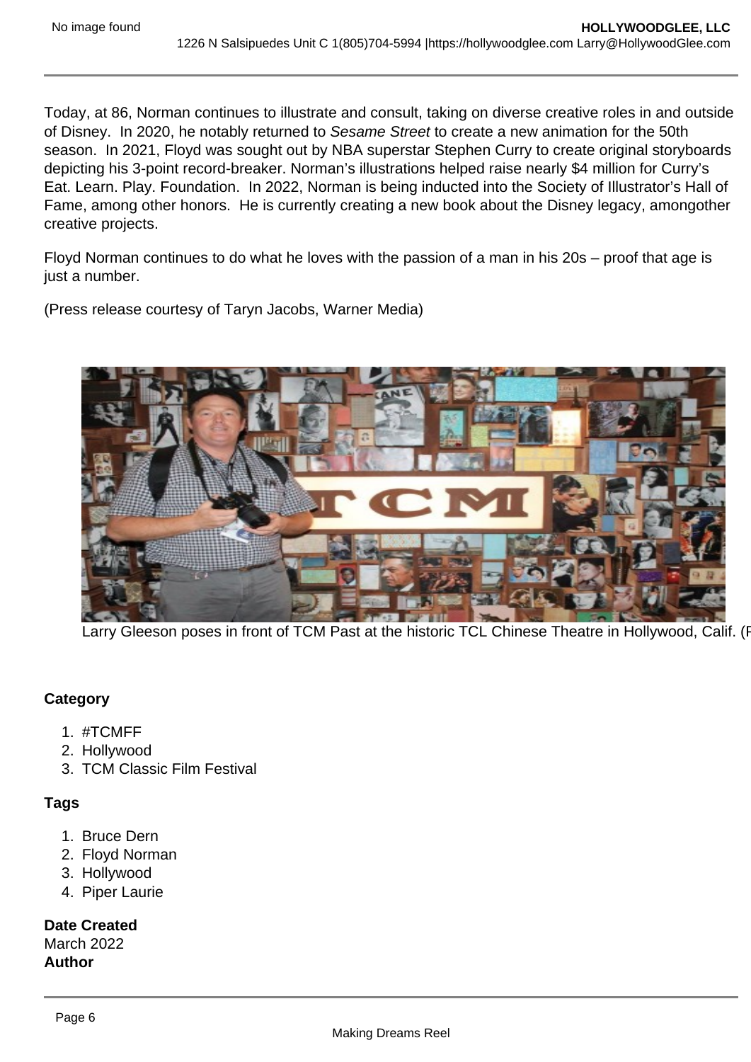Today, at 86, Norman continues to illustrate and consult, taking on diverse creative roles in and outside of Disney. In 2020, he notably returned to *Sesame Street* to create a new animation for the 50th season. In 2021, Floyd was sought out by NBA superstar Stephen Curry to create original storyboards depicting his 3-point record-breaker. Norman's illustrations helped raise nearly $4 million for Curry's Eat. Learn. Play. Foundation. In 2022, Norman is being inducted into the Society of Illustrator's Hall of Fame, among other honors. He is currently creating a new book about the Disney legacy, amongother creative projects.

Floyd Norman continues to do what he loves with the passion of a man in his 20s – proof that age is just a number.

(Press release courtesy of Taryn Jacobs, Warner Media)

Larry Gleeson poses in front of TCM Past at the historic TCL Chinese Theatre in Hollywood, Calif. (P

**Category**

1. #TCMFF
2. Hollywood
3. TCM Classic Film Festival

**Tags**

1. Bruce Dern
2. Floyd Norman
3. Hollywood
4. Piper Laurie

**Date Created**
March 2022
**Author**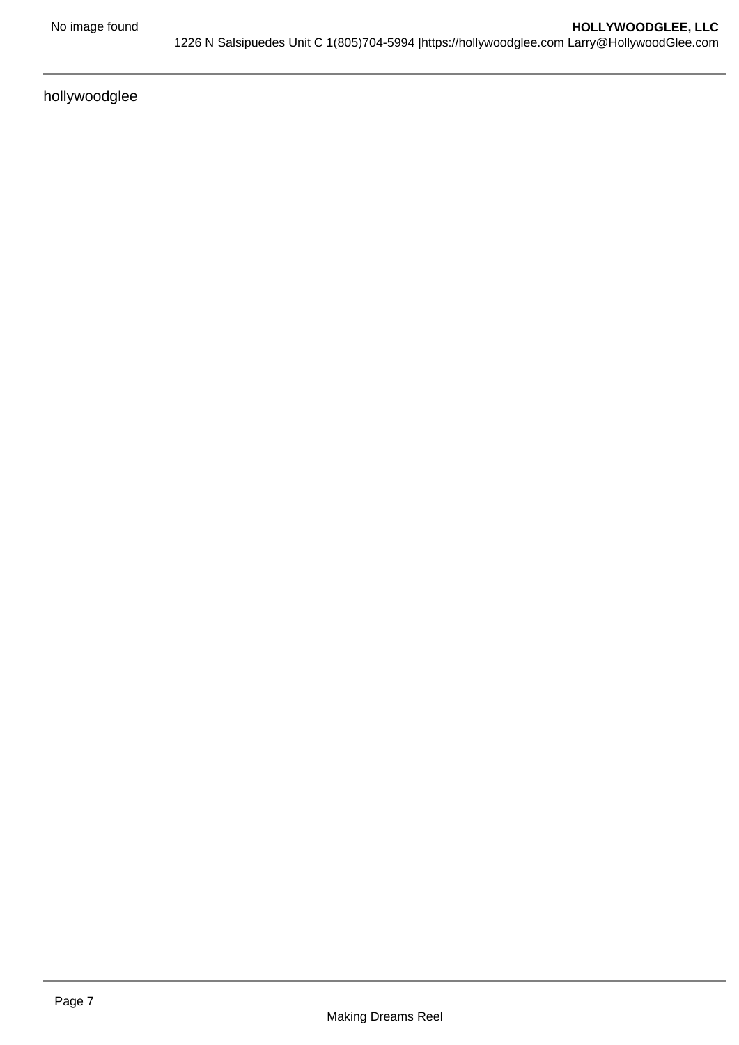hollywoodglee